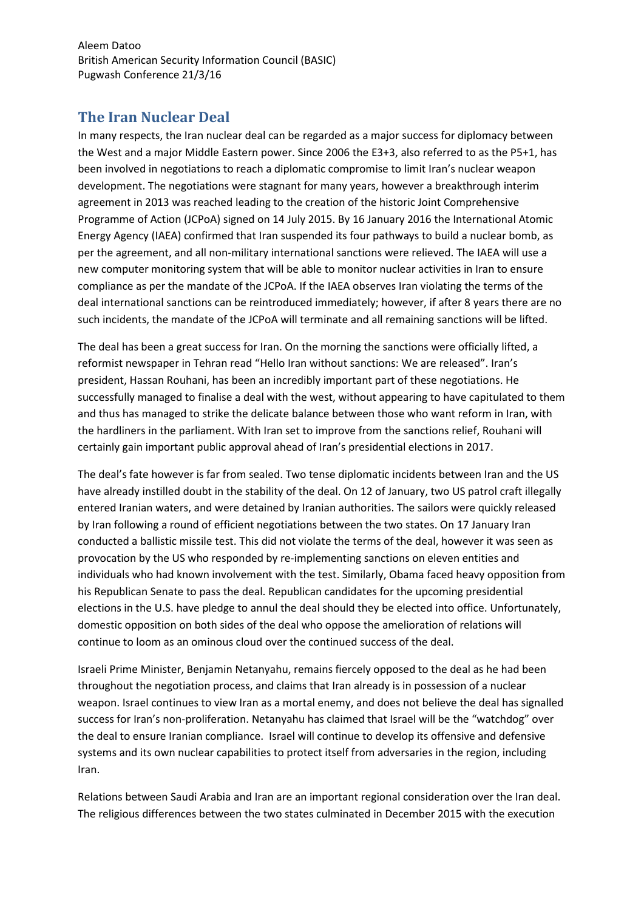Aleem Datoo
British American Security Information Council (BASIC)
Pugwash Conference 21/3/16

## The Iran Nuclear Deal

In many respects, the Iran nuclear deal can be regarded as a major success for diplomacy between the West and a major Middle Eastern power. Since 2006 the E3+3, also referred to as the P5+1, has been involved in negotiations to reach a diplomatic compromise to limit Iran's nuclear weapon development. The negotiations were stagnant for many years, however a breakthrough interim agreement in 2013 was reached leading to the creation of the historic Joint Comprehensive Programme of Action (JCPoA) signed on 14 July 2015. By 16 January 2016 the International Atomic Energy Agency (IAEA) confirmed that Iran suspended its four pathways to build a nuclear bomb, as per the agreement, and all non-military international sanctions were relieved. The IAEA will use a new computer monitoring system that will be able to monitor nuclear activities in Iran to ensure compliance as per the mandate of the JCPoA. If the IAEA observes Iran violating the terms of the deal international sanctions can be reintroduced immediately; however, if after 8 years there are no such incidents, the mandate of the JCPoA will terminate and all remaining sanctions will be lifted.

The deal has been a great success for Iran. On the morning the sanctions were officially lifted, a reformist newspaper in Tehran read "Hello Iran without sanctions: We are released". Iran's president, Hassan Rouhani, has been an incredibly important part of these negotiations. He successfully managed to finalise a deal with the west, without appearing to have capitulated to them and thus has managed to strike the delicate balance between those who want reform in Iran, with the hardliners in the parliament. With Iran set to improve from the sanctions relief, Rouhani will certainly gain important public approval ahead of Iran's presidential elections in 2017.

The deal's fate however is far from sealed. Two tense diplomatic incidents between Iran and the US have already instilled doubt in the stability of the deal. On 12 of January, two US patrol craft illegally entered Iranian waters, and were detained by Iranian authorities. The sailors were quickly released by Iran following a round of efficient negotiations between the two states. On 17 January Iran conducted a ballistic missile test. This did not violate the terms of the deal, however it was seen as provocation by the US who responded by re-implementing sanctions on eleven entities and individuals who had known involvement with the test. Similarly, Obama faced heavy opposition from his Republican Senate to pass the deal. Republican candidates for the upcoming presidential elections in the U.S. have pledge to annul the deal should they be elected into office. Unfortunately, domestic opposition on both sides of the deal who oppose the amelioration of relations will continue to loom as an ominous cloud over the continued success of the deal.

Israeli Prime Minister, Benjamin Netanyahu, remains fiercely opposed to the deal as he had been throughout the negotiation process, and claims that Iran already is in possession of a nuclear weapon. Israel continues to view Iran as a mortal enemy, and does not believe the deal has signalled success for Iran's non-proliferation. Netanyahu has claimed that Israel will be the "watchdog" over the deal to ensure Iranian compliance. Israel will continue to develop its offensive and defensive systems and its own nuclear capabilities to protect itself from adversaries in the region, including Iran.

Relations between Saudi Arabia and Iran are an important regional consideration over the Iran deal. The religious differences between the two states culminated in December 2015 with the execution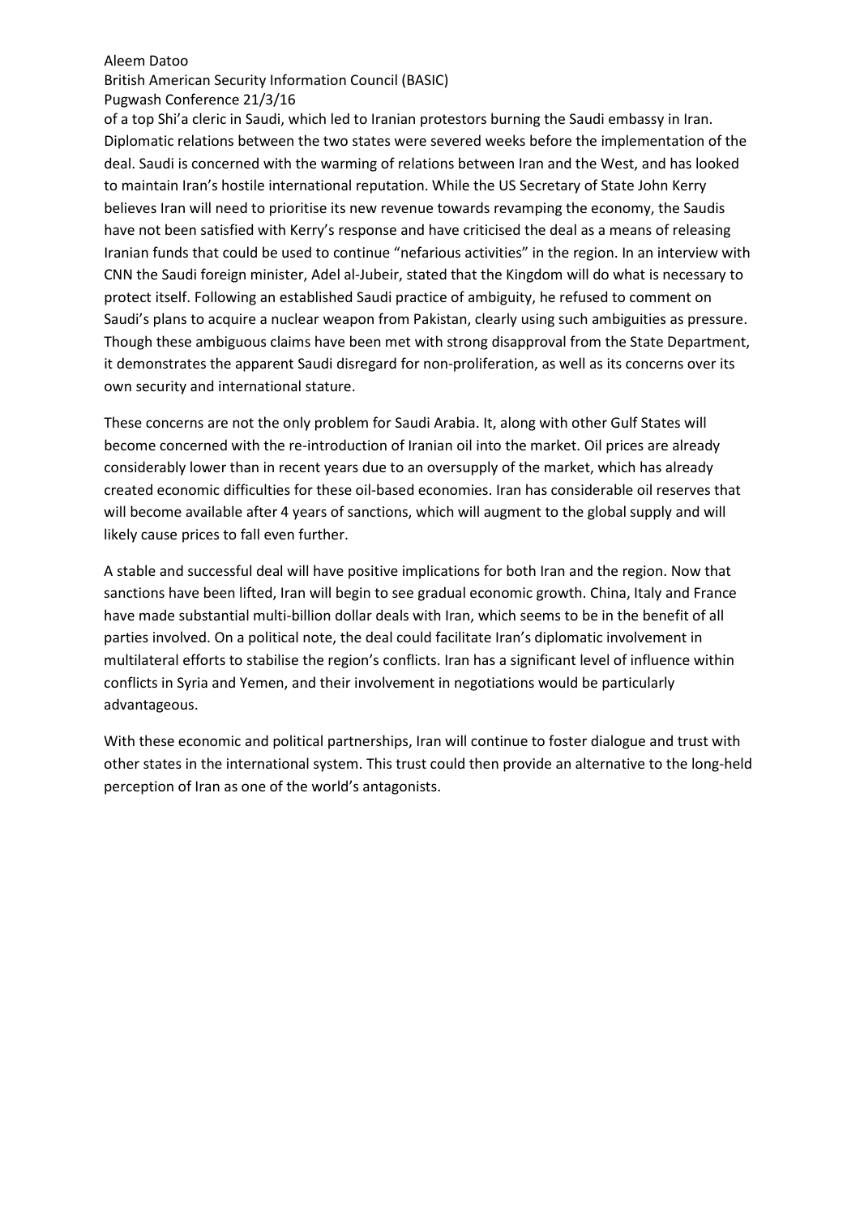of a top Shi'a cleric in Saudi, which led to Iranian protestors burning the Saudi embassy in Iran. Diplomatic relations between the two states were severed weeks before the implementation of the deal. Saudi is concerned with the warming of relations between Iran and the West, and has looked to maintain Iran's hostile international reputation. While the US Secretary of State John Kerry believes Iran will need to prioritise its new revenue towards revamping the economy, the Saudis have not been satisfied with Kerry's response and have criticised the deal as a means of releasing Iranian funds that could be used to continue "nefarious activities" in the region. In an interview with CNN the Saudi foreign minister, Adel al-Jubeir, stated that the Kingdom will do what is necessary to protect itself. Following an established Saudi practice of ambiguity, he refused to comment on Saudi's plans to acquire a nuclear weapon from Pakistan, clearly using such ambiguities as pressure. Though these ambiguous claims have been met with strong disapproval from the State Department, it demonstrates the apparent Saudi disregard for non-proliferation, as well as its concerns over its own security and international stature.

These concerns are not the only problem for Saudi Arabia. It, along with other Gulf States will become concerned with the re-introduction of Iranian oil into the market. Oil prices are already considerably lower than in recent years due to an oversupply of the market, which has already created economic difficulties for these oil-based economies. Iran has considerable oil reserves that will become available after 4 years of sanctions, which will augment to the global supply and will likely cause prices to fall even further.

A stable and successful deal will have positive implications for both Iran and the region. Now that sanctions have been lifted, Iran will begin to see gradual economic growth. China, Italy and France have made substantial multi-billion dollar deals with Iran, which seems to be in the benefit of all parties involved. On a political note, the deal could facilitate Iran's diplomatic involvement in multilateral efforts to stabilise the region's conflicts. Iran has a significant level of influence within conflicts in Syria and Yemen, and their involvement in negotiations would be particularly advantageous.

With these economic and political partnerships, Iran will continue to foster dialogue and trust with other states in the international system. This trust could then provide an alternative to the long-held perception of Iran as one of the world's antagonists.